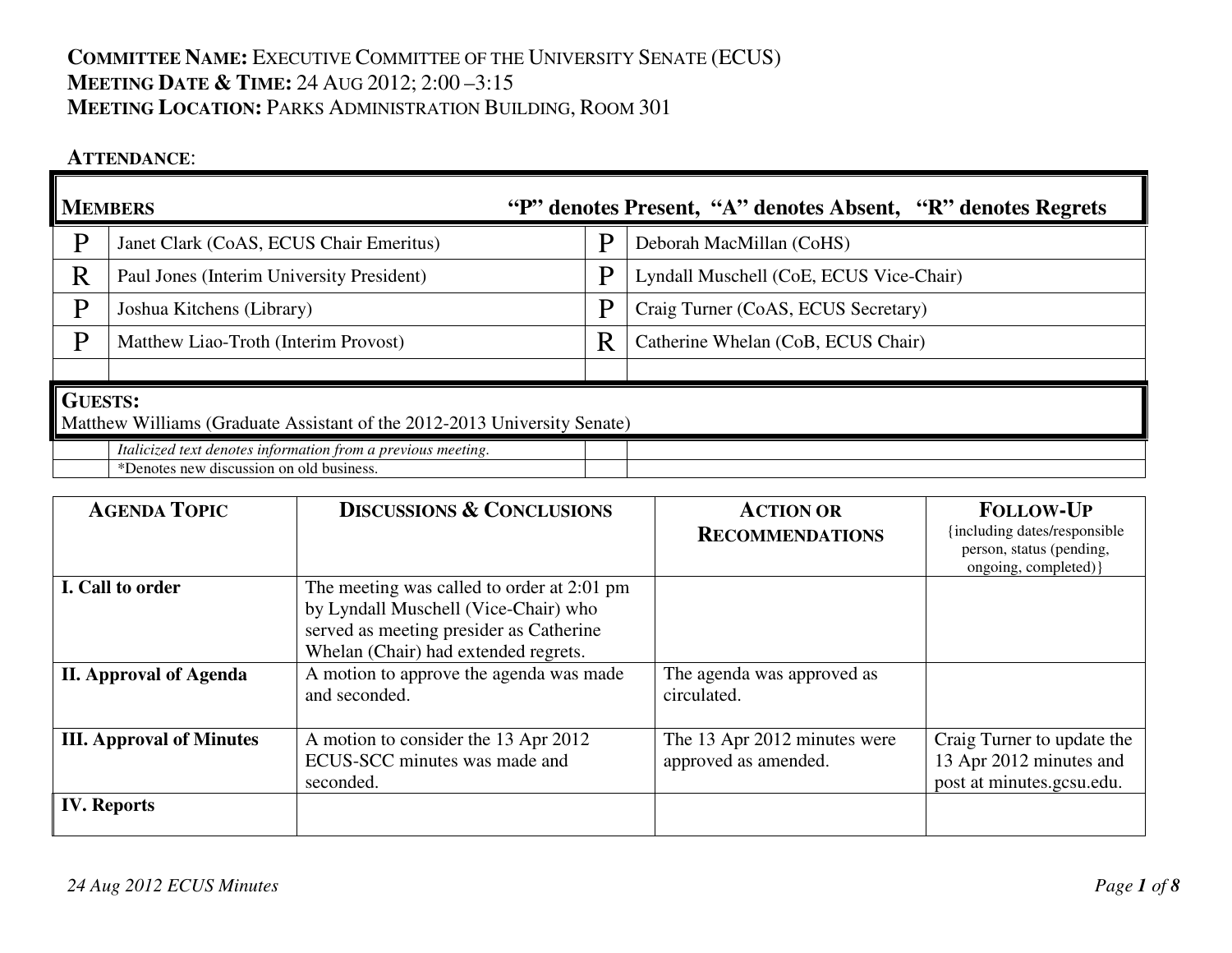**COMMITTEE NAME:** EXECUTIVE COMMITTEE OF THE UNIVERSITY SENATE (ECUS)
**MEETING DATE & TIME:** 24 AUG 2012; 2:00 –3:15
**MEETING LOCATION:** PARKS ADMINISTRATION BUILDING, ROOM 301

**ATTENDANCE**:

| **MEMBERS** | | **"P" denotes Present, "A" denotes Absent, "R" denotes Regrets** | |
|---|---|---|---|
| P | Janet Clark (CoAS, ECUS Chair Emeritus) | P | Deborah MacMillan (CoHS) |
| R | Paul Jones (Interim University President) | P | Lyndall Muschell (CoE, ECUS Vice-Chair) |
| P | Joshua Kitchens (Library) | P | Craig Turner (CoAS, ECUS Secretary) |
| P | Matthew Liao-Troth (Interim Provost) | R | Catherine Whelan (CoB, ECUS Chair) |
| | | | |
| **GUESTS:** Matthew Williams (Graduate Assistant of the 2012-2013 University Senate) | | | |
| | *Italicized text denotes information from a previous meeting.* | | |
| | *Denotes new discussion on old business. | | |

| **AGENDA TOPIC** | **DISCUSSIONS & CONCLUSIONS** | **ACTION OR RECOMMENDATIONS** | **FOLLOW-UP** {including dates/responsible person, status (pending, ongoing, completed)} |
|---|---|---|---|
| **I. Call to order** | The meeting was called to order at 2:01 pm by Lyndall Muschell (Vice-Chair) who served as meeting presider as Catherine Whelan (Chair) had extended regrets. | | |
| **II. Approval of Agenda** | A motion to approve the agenda was made and seconded. | The agenda was approved as circulated. | |
| **III. Approval of Minutes** | A motion to consider the 13 Apr 2012 ECUS-SCC minutes was made and seconded. | The 13 Apr 2012 minutes were approved as amended. | Craig Turner to update the 13 Apr 2012 minutes and post at minutes.gcsu.edu. |
| **IV. Reports** | | | |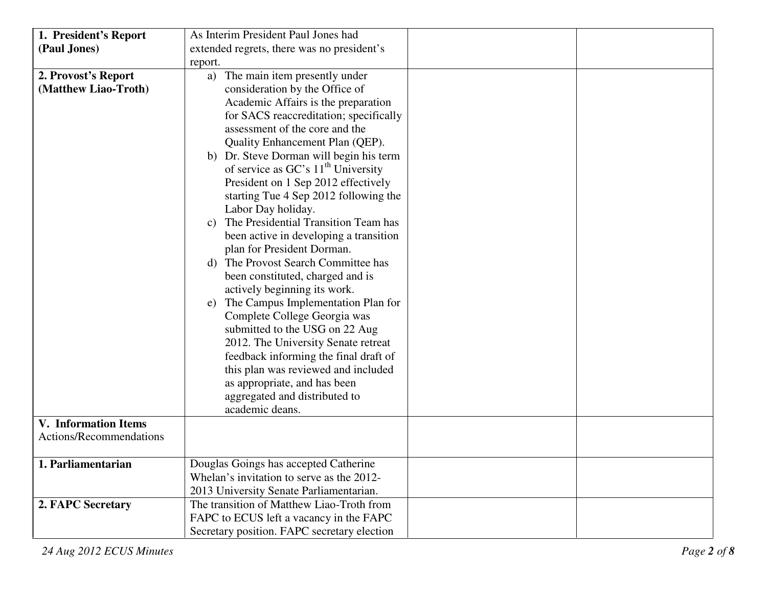| | | | |
|---|---|---|---|
| **1. President's Report (Paul Jones)** | As Interim President Paul Jones had extended regrets, there was no president's report. | | |
| **2. Provost's Report (Matthew Liao-Troth)** | a) The main item presently under consideration by the Office of Academic Affairs is the preparation for SACS reaccreditation; specifically assessment of the core and the Quality Enhancement Plan (QEP).<br>b) Dr. Steve Dorman will begin his term of service as GC's 11th University President on 1 Sep 2012 effectively starting Tue 4 Sep 2012 following the Labor Day holiday.<br>c) The Presidential Transition Team has been active in developing a transition plan for President Dorman.<br>d) The Provost Search Committee has been constituted, charged and is actively beginning its work.<br>e) The Campus Implementation Plan for Complete College Georgia was submitted to the USG on 22 Aug 2012. The University Senate retreat feedback informing the final draft of this plan was reviewed and included as appropriate, and has been aggregated and distributed to academic deans. | | |
| **V. Information Items** Actions/Recommendations | | | |
| **1. Parliamentarian** | Douglas Goings has accepted Catherine Whelan's invitation to serve as the 2012-2013 University Senate Parliamentarian. | | |
| **2. FAPC Secretary** | The transition of Matthew Liao-Troth from FAPC to ECUS left a vacancy in the FAPC Secretary position. FAPC secretary election | | |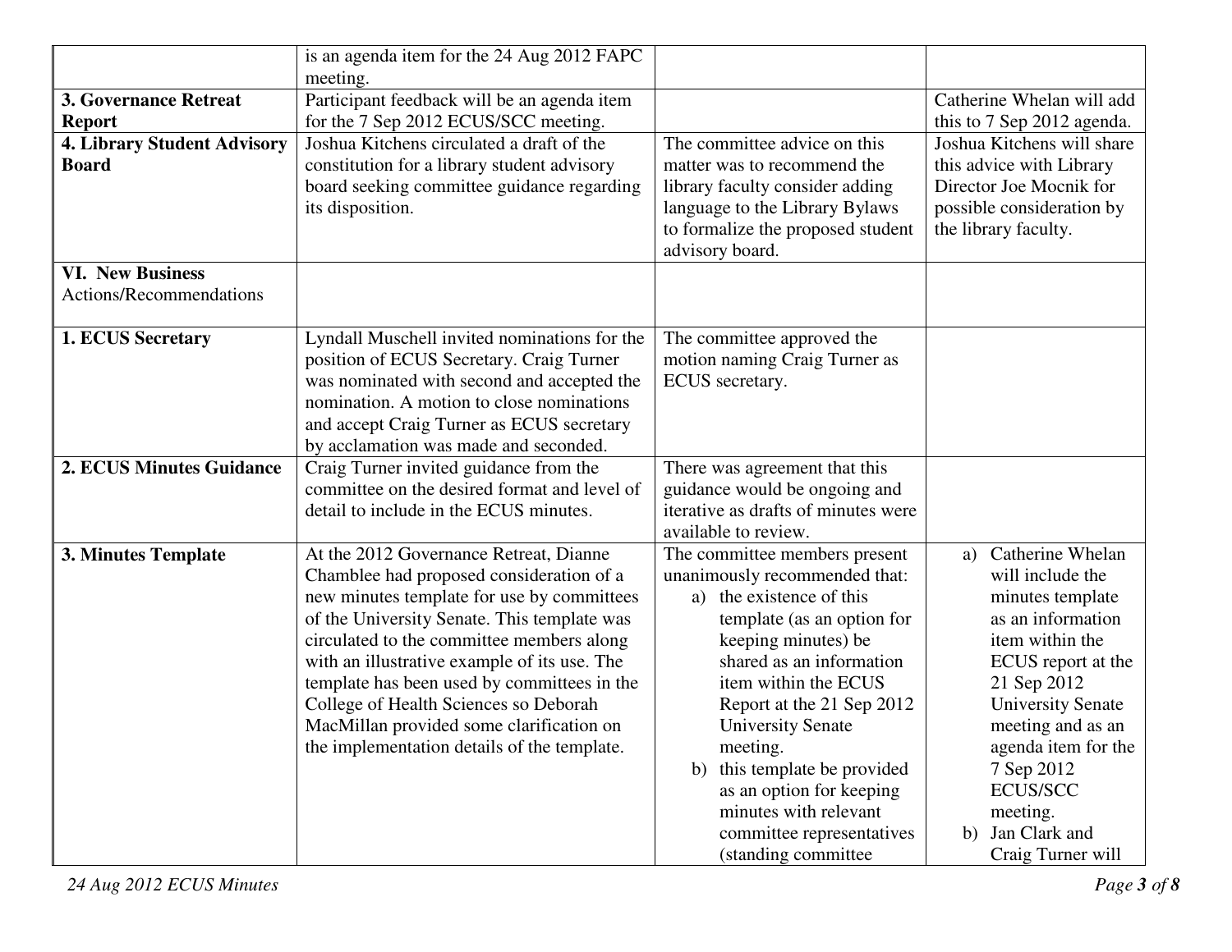| | | | |
|---|---|---|---|
| | is an agenda item for the 24 Aug 2012 FAPC meeting. | | |
| **3. Governance Retreat Report** | Participant feedback will be an agenda item for the 7 Sep 2012 ECUS/SCC meeting. | | Catherine Whelan will add this to 7 Sep 2012 agenda. |
| **4. Library Student Advisory Board** | Joshua Kitchens circulated a draft of the constitution for a library student advisory board seeking committee guidance regarding its disposition. | The committee advice on this matter was to recommend the library faculty consider adding language to the Library Bylaws to formalize the proposed student advisory board. | Joshua Kitchens will share this advice with Library Director Joe Mocnik for possible consideration by the library faculty. |
| **VI. New Business** Actions/Recommendations | | | |
| **1. ECUS Secretary** | Lyndall Muschell invited nominations for the position of ECUS Secretary. Craig Turner was nominated with second and accepted the nomination. A motion to close nominations and accept Craig Turner as ECUS secretary by acclamation was made and seconded. | The committee approved the motion naming Craig Turner as ECUS secretary. | |
| **2. ECUS Minutes Guidance** | Craig Turner invited guidance from the committee on the desired format and level of detail to include in the ECUS minutes. | There was agreement that this guidance would be ongoing and iterative as drafts of minutes were available to review. | |
| **3. Minutes Template** | At the 2012 Governance Retreat, Dianne Chamblee had proposed consideration of a new minutes template for use by committees of the University Senate. This template was circulated to the committee members along with an illustrative example of its use. The template has been used by committees in the College of Health Sciences so Deborah MacMillan provided some clarification on the implementation details of the template. | The committee members present unanimously recommended that: a) the existence of this template (as an option for keeping minutes) be shared as an information item within the ECUS Report at the 21 Sep 2012 University Senate meeting. b) this template be provided as an option for keeping minutes with relevant committee representatives (standing committee | a) Catherine Whelan will include the minutes template as an information item within the ECUS report at the 21 Sep 2012 University Senate meeting and as an agenda item for the 7 Sep 2012 ECUS/SCC meeting. b) Jan Clark and Craig Turner will |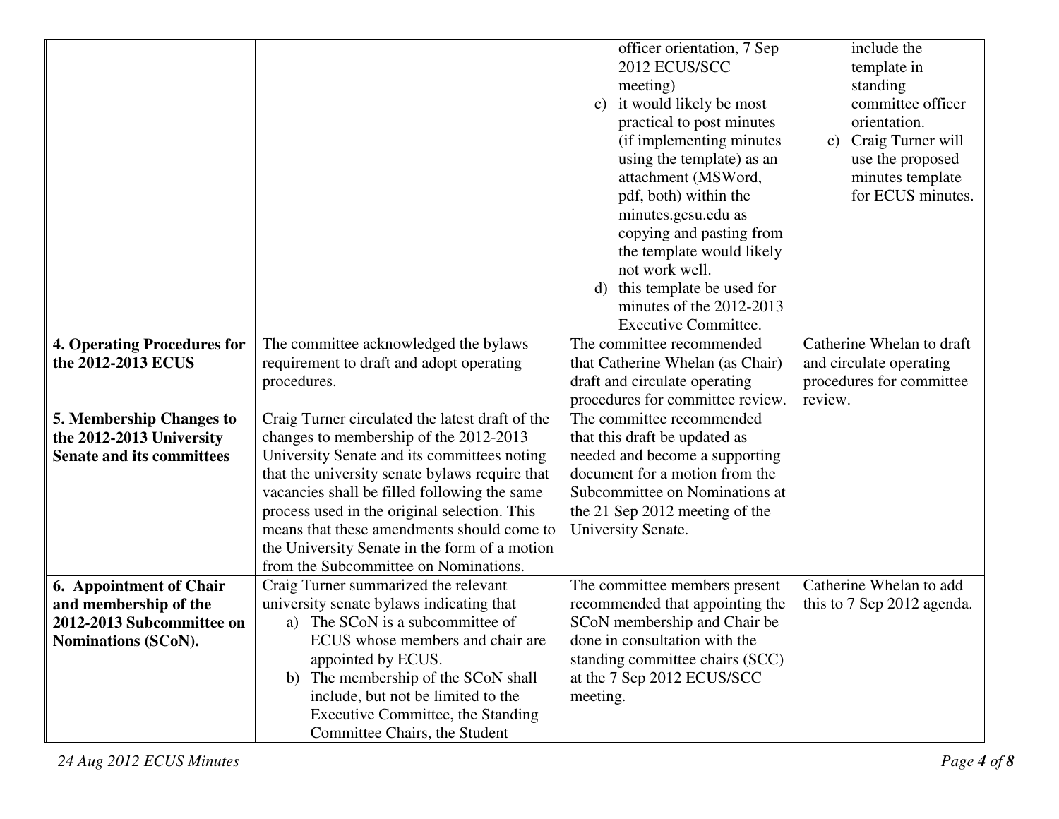| | | | |
|---|---|---|---|
| | | officer orientation, 7 Sep 2012 ECUS/SCC meeting)<br>c) it would likely be most practical to post minutes (if implementing minutes using the template) as an attachment (MSWord, pdf, both) within the minutes.gcsu.edu as copying and pasting from the template would likely not work well.<br>d) this template be used for minutes of the 2012-2013 Executive Committee. | include the template in standing committee officer orientation.<br>c) Craig Turner will use the proposed minutes template for ECUS minutes. |
| **4. Operating Procedures for the 2012-2013 ECUS** | The committee acknowledged the bylaws requirement to draft and adopt operating procedures. | The committee recommended that Catherine Whelan (as Chair) draft and circulate operating procedures for committee review. | Catherine Whelan to draft and circulate operating procedures for committee review. |
| **5. Membership Changes to the 2012-2013 University Senate and its committees** | Craig Turner circulated the latest draft of the changes to membership of the 2012-2013 University Senate and its committees noting that the university senate bylaws require that vacancies shall be filled following the same process used in the original selection. This means that these amendments should come to the University Senate in the form of a motion from the Subcommittee on Nominations. | The committee recommended that this draft be updated as needed and become a supporting document for a motion from the Subcommittee on Nominations at the 21 Sep 2012 meeting of the University Senate. | |
| **6. Appointment of Chair and membership of the 2012-2013 Subcommittee on Nominations (SCoN).** | Craig Turner summarized the relevant university senate bylaws indicating that<br>a) The SCoN is a subcommittee of ECUS whose members and chair are appointed by ECUS.<br>b) The membership of the SCoN shall include, but not be limited to the Executive Committee, the Standing Committee Chairs, the Student | The committee members present recommended that appointing the SCoN membership and Chair be done in consultation with the standing committee chairs (SCC) at the 7 Sep 2012 ECUS/SCC meeting. | Catherine Whelan to add this to 7 Sep 2012 agenda. |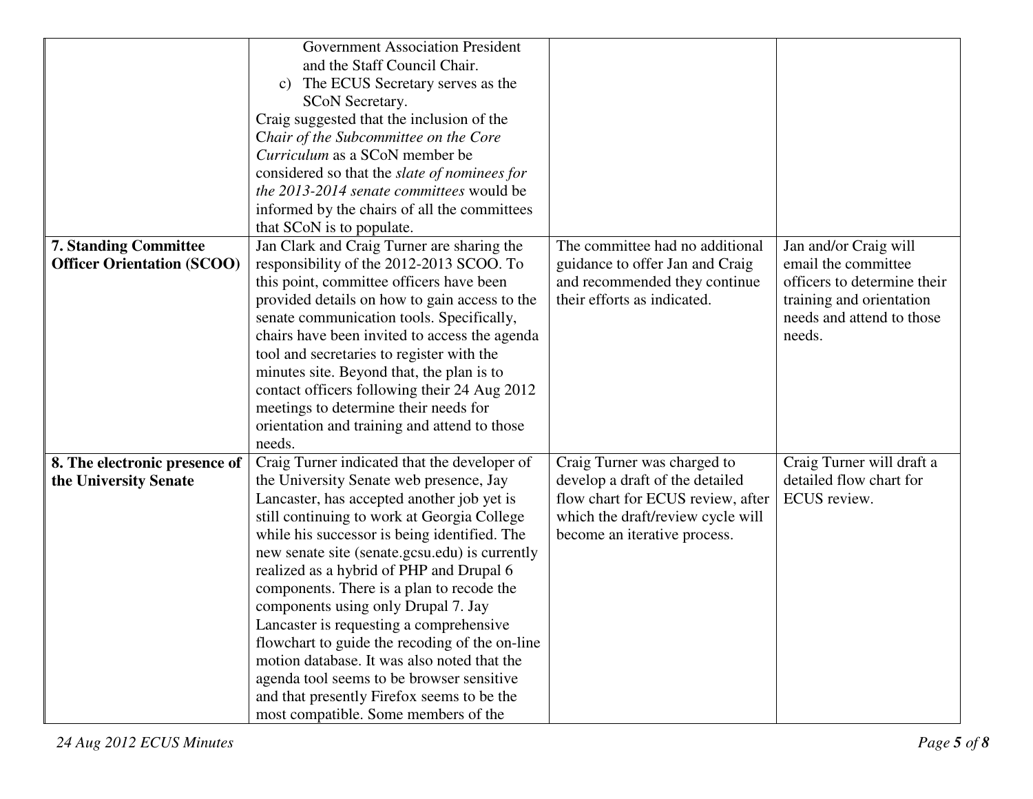| | | | |
|---|---|---|---|
| | Government Association President and the Staff Council Chair.<br>c) The ECUS Secretary serves as the SCoN Secretary.<br>Craig suggested that the inclusion of the C*hair of the Subcommittee on the Core Curriculum* as a SCoN member be considered so that the *slate of nominees for the 2013-2014 senate committees* would be informed by the chairs of all the committees that SCoN is to populate. | | |
| **7. Standing Committee Officer Orientation (SCOO)** | Jan Clark and Craig Turner are sharing the responsibility of the 2012-2013 SCOO. To this point, committee officers have been provided details on how to gain access to the senate communication tools. Specifically, chairs have been invited to access the agenda tool and secretaries to register with the minutes site. Beyond that, the plan is to contact officers following their 24 Aug 2012 meetings to determine their needs for orientation and training and attend to those needs. | The committee had no additional guidance to offer Jan and Craig and recommended they continue their efforts as indicated. | Jan and/or Craig will email the committee officers to determine their training and orientation needs and attend to those needs. |
| **8. The electronic presence of the University Senate** | Craig Turner indicated that the developer of the University Senate web presence, Jay Lancaster, has accepted another job yet is still continuing to work at Georgia College while his successor is being identified. The new senate site (senate.gcsu.edu) is currently realized as a hybrid of PHP and Drupal 6 components. There is a plan to recode the components using only Drupal 7. Jay Lancaster is requesting a comprehensive flowchart to guide the recoding of the on-line motion database. It was also noted that the agenda tool seems to be browser sensitive and that presently Firefox seems to be the most compatible. Some members of the | Craig Turner was charged to develop a draft of the detailed flow chart for ECUS review, after which the draft/review cycle will become an iterative process. | Craig Turner will draft a detailed flow chart for ECUS review. |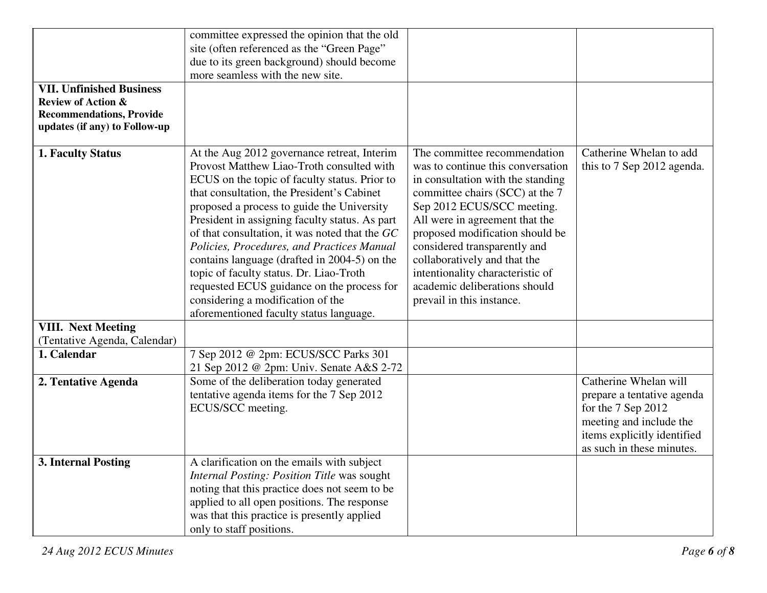| | | | |
|---|---|---|---|
| | committee expressed the opinion that the old site (often referenced as the "Green Page" due to its green background) should become more seamless with the new site. | | |
| **VII. Unfinished Business** **Review of Action & Recommendations, Provide updates (if any) to Follow-up** | | | |
| **1. Faculty Status** | At the Aug 2012 governance retreat, Interim Provost Matthew Liao-Troth consulted with ECUS on the topic of faculty status. Prior to that consultation, the President's Cabinet proposed a process to guide the University President in assigning faculty status. As part of that consultation, it was noted that the *GC Policies, Procedures, and Practices Manual* contains language (drafted in 2004-5) on the topic of faculty status. Dr. Liao-Troth requested ECUS guidance on the process for considering a modification of the aforementioned faculty status language. | The committee recommendation was to continue this conversation in consultation with the standing committee chairs (SCC) at the 7 Sep 2012 ECUS/SCC meeting. All were in agreement that the proposed modification should be considered transparently and collaboratively and that the intentionality characteristic of academic deliberations should prevail in this instance. | Catherine Whelan to add this to 7 Sep 2012 agenda. |
| **VIII. Next Meeting** (Tentative Agenda, Calendar) | | | |
| **1. Calendar** | 7 Sep 2012 @ 2pm: ECUS/SCC Parks 301<br>21 Sep 2012 @ 2pm: Univ. Senate A&S 2-72 | | |
| **2. Tentative Agenda** | Some of the deliberation today generated tentative agenda items for the 7 Sep 2012 ECUS/SCC meeting. | | Catherine Whelan will prepare a tentative agenda for the 7 Sep 2012 meeting and include the items explicitly identified as such in these minutes. |
| **3. Internal Posting** | A clarification on the emails with subject *Internal Posting: Position Title* was sought noting that this practice does not seem to be applied to all open positions. The response was that this practice is presently applied only to staff positions. | | |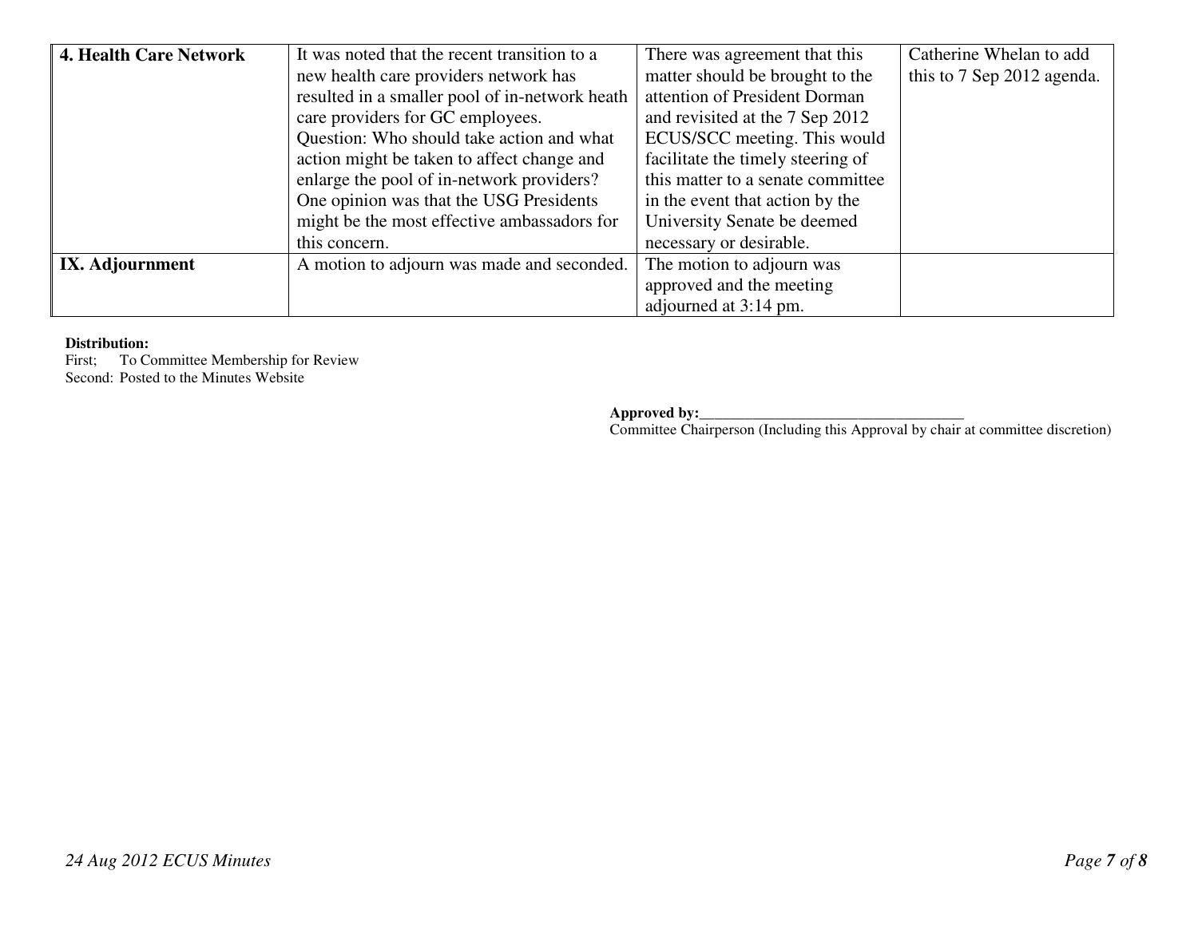| **4. Health Care Network** | It was noted that the recent transition to a new health care providers network has resulted in a smaller pool of in-network heath care providers for GC employees. Question: Who should take action and what action might be taken to affect change and enlarge the pool of in-network providers? One opinion was that the USG Presidents might be the most effective ambassadors for this concern. | There was agreement that this matter should be brought to the attention of President Dorman and revisited at the 7 Sep 2012 ECUS/SCC meeting. This would facilitate the timely steering of this matter to a senate committee in the event that action by the University Senate be deemed necessary or desirable. | Catherine Whelan to add this to 7 Sep 2012 agenda. |
|---|---|---|---|
| **IX. Adjournment** | A motion to adjourn was made and seconded. | The motion to adjourn was approved and the meeting adjourned at 3:14 pm. | |

**Distribution:**
First; To Committee Membership for Review
Second: Posted to the Minutes Website

**Approved by:**___________________________________
Committee Chairperson (Including this Approval by chair at committee discretion)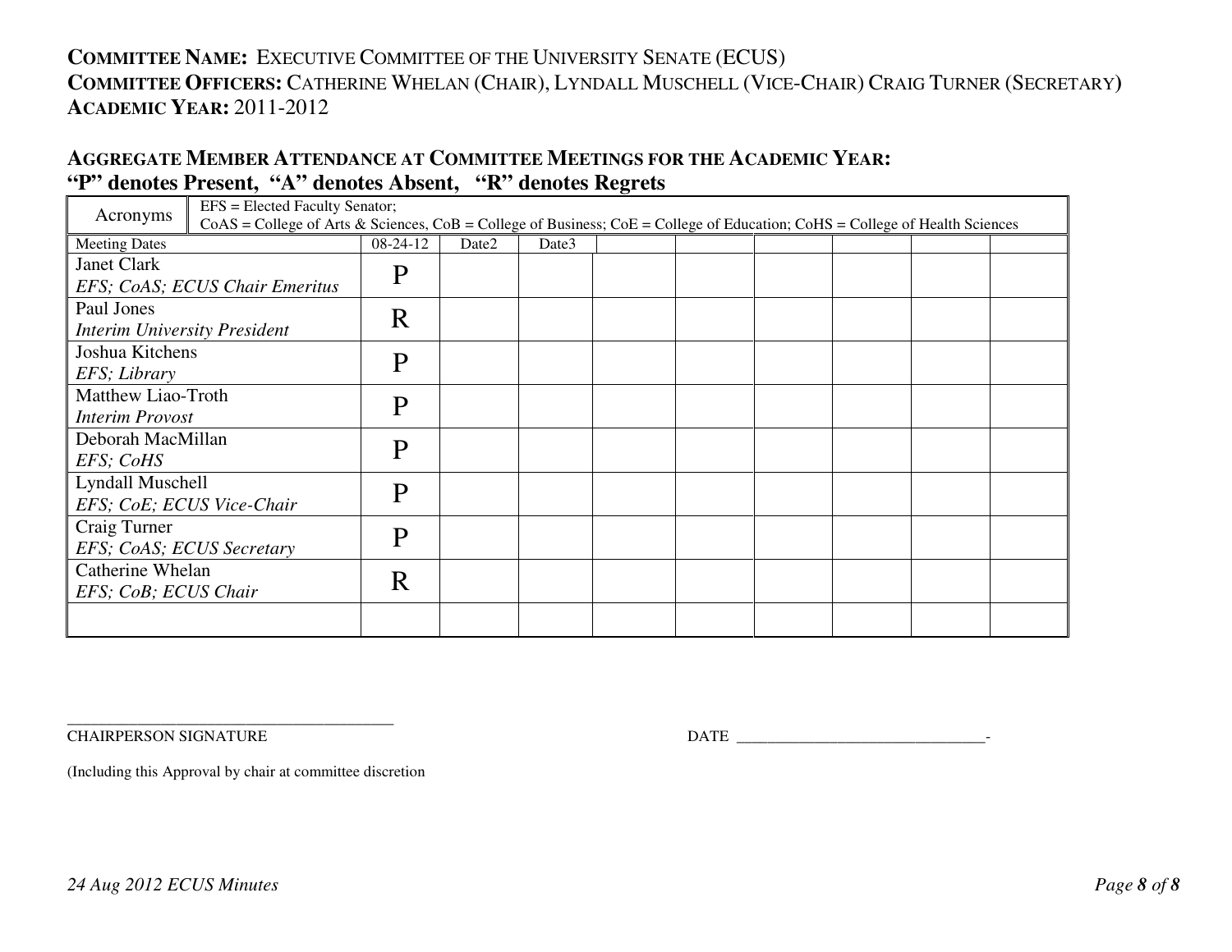**COMMITTEE NAME:** EXECUTIVE COMMITTEE OF THE UNIVERSITY SENATE (ECUS)
**COMMITTEE OFFICERS:** CATHERINE WHELAN (CHAIR), LYNDALL MUSCHELL (VICE-CHAIR) CRAIG TURNER (SECRETARY)
**ACADEMIC YEAR:** 2011-2012

## AGGREGATE MEMBER ATTENDANCE AT COMMITTEE MEETINGS FOR THE ACADEMIC YEAR:
## "P" denotes Present, "A" denotes Absent, "R" denotes Regrets

| Acronyms | EFS = Elected Faculty Senator; CoAS = College of Arts & Sciences, CoB = College of Business; CoE = College of Education; CoHS = College of Health Sciences | | | | | | | | |
|---|---|---|---|---|---|---|---|---|---|
| Meeting Dates | 08-24-12 | Date2 | Date3 | | | | | | |
| Janet Clark<br>*EFS; CoAS; ECUS Chair Emeritus* | P | | | | | | | | |
| Paul Jones<br>*Interim University President* | R | | | | | | | | |
| Joshua Kitchens<br>*EFS; Library* | P | | | | | | | | |
| Matthew Liao-Troth<br>*Interim Provost* | P | | | | | | | | |
| Deborah MacMillan<br>*EFS; CoHS* | P | | | | | | | | |
| Lyndall Muschell<br>*EFS; CoE; ECUS Vice-Chair* | P | | | | | | | | |
| Craig Turner<br>*EFS; CoAS; ECUS Secretary* | P | | | | | | | | |
| Catherine Whelan<br>*EFS; CoB; ECUS Chair* | R | | | | | | | | |
| | | | | | | | | | |

_________________________________________
CHAIRPERSON SIGNATURE

DATE _______________________________-

(Including this Approval by chair at committee discretion